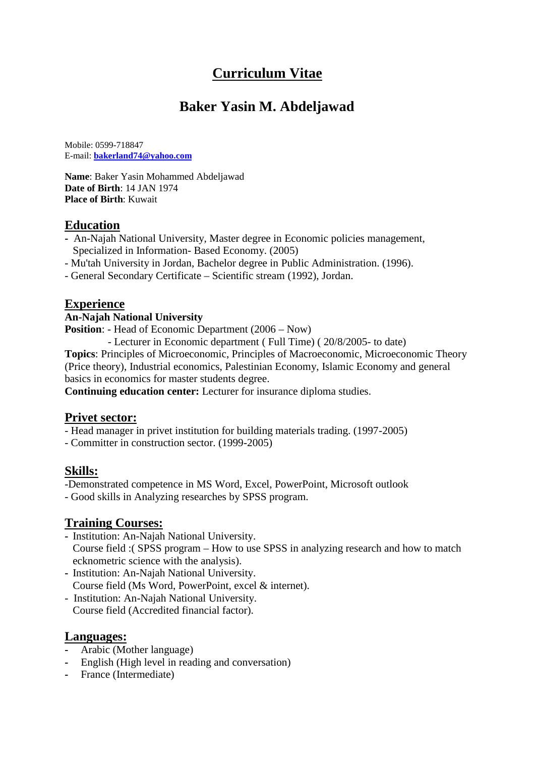# Curriculum Vitae

## Baker Yasin M. Abdeljawad

Mobile: 0599-718847
E-mail: **bakerland74@yahoo.com**

**Name**: Baker Yasin Mohammed Abdeljawad
**Date of Birth**: 14 JAN 1974
**Place of Birth**: Kuwait

### Education

- An-Najah National University, Master degree in Economic policies management, Specialized in Information- Based Economy. (2005)
- Mu'tah University in Jordan, Bachelor degree in Public Administration. (1996).
- General Secondary Certificate – Scientific stream (1992), Jordan.

### Experience

**An-Najah National University**

**Position**: - Head of Economic Department (2006 – Now)
- Lecturer in Economic department ( Full Time) ( 20/8/2005- to date)

**Topics**: Principles of Microeconomic, Principles of Macroeconomic, Microeconomic Theory (Price theory), Industrial economics, Palestinian Economy, Islamic Economy and general basics in economics for master students degree.

**Continuing education center:** Lecturer for insurance diploma studies.

### Privet sector:

- Head manager in privet institution for building materials trading. (1997-2005)
- Committer in construction sector. (1999-2005)

### Skills:

- Demonstrated competence in MS Word, Excel, PowerPoint, Microsoft outlook
- Good skills in Analyzing researches by SPSS program.

### Training Courses:

- Institution: An-Najah National University.
  Course field :( SPSS program – How to use SPSS in analyzing research and how to match ecknometric science with the analysis).
- Institution: An-Najah National University.
  Course field (Ms Word, PowerPoint, excel & internet).
- Institution: An-Najah National University.
  Course field (Accredited financial factor).

### Languages:

- Arabic (Mother language)
- English (High level in reading and conversation)
- France (Intermediate)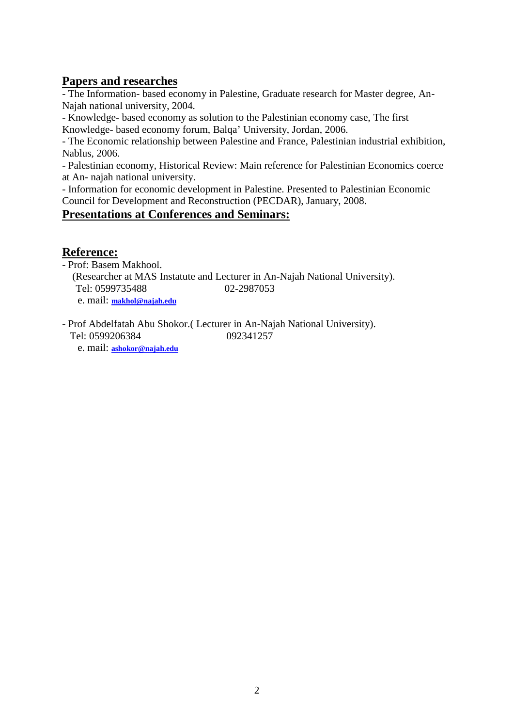## Papers and researches

- The Information- based economy in Palestine, Graduate research for Master degree, An-Najah national university, 2004.
- Knowledge- based economy as solution to the Palestinian economy case, The first Knowledge- based economy forum, Balqa' University, Jordan, 2006.
- The Economic relationship between Palestine and France, Palestinian industrial exhibition, Nablus, 2006.
- Palestinian economy, Historical Review: Main reference for Palestinian Economics coerce at An- najah national university.
- Information for economic development in Palestine. Presented to Palestinian Economic Council for Development and Reconstruction (PECDAR), January, 2008.

## Presentations at Conferences and Seminars:

## Reference:

- Prof: Basem Makhool.
  (Researcher at MAS Instatute and Lecturer in An-Najah National University).
  Tel: 0599735488 02-2987053
  e. mail: makhol@najah.edu

- Prof Abdelfatah Abu Shokor.( Lecturer in An-Najah National University).
  Tel: 0599206384 092341257
  e. mail: ashokor@najah.edu